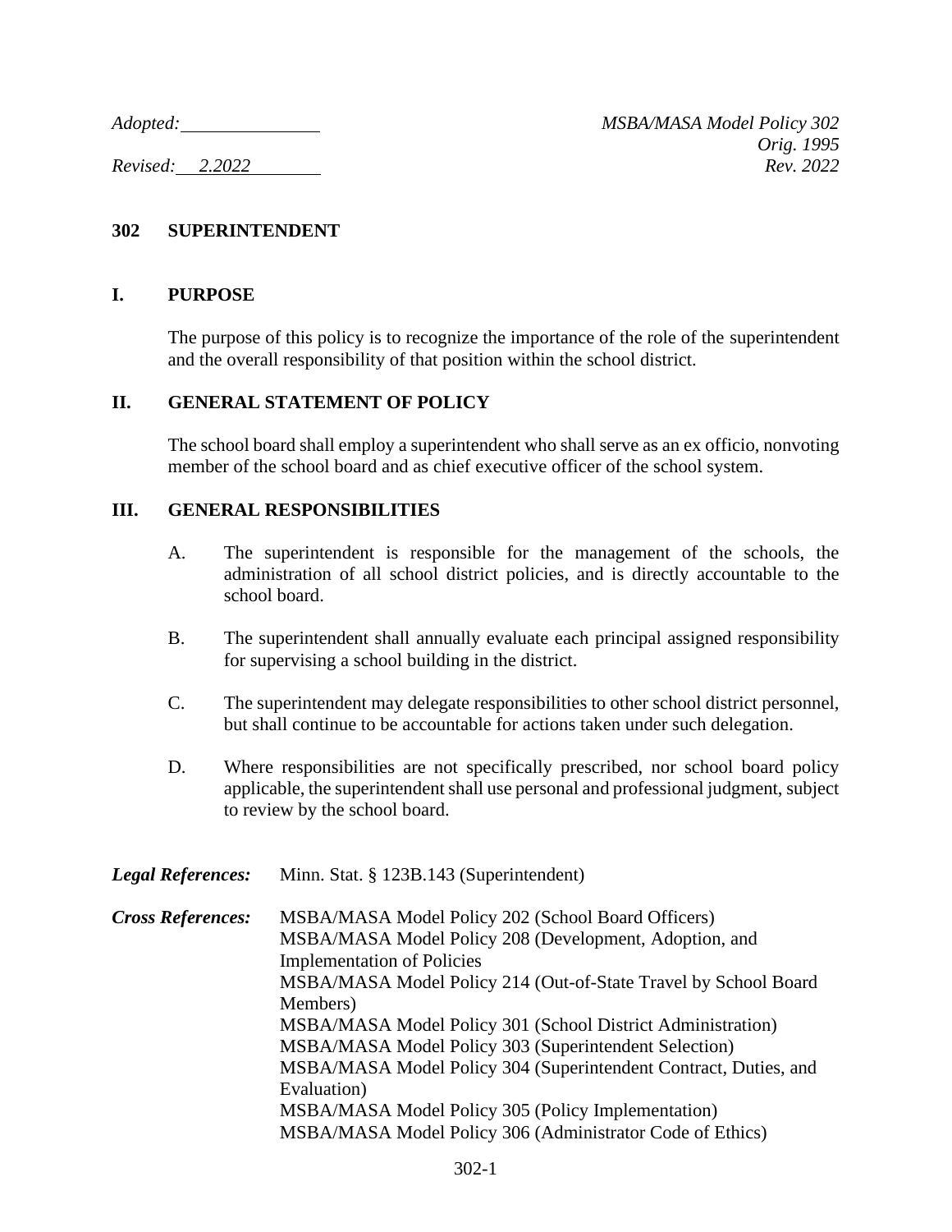*Adopted:* \_\_\_\_\_\_\_\_\_\_\_\_\_\_ *MSBA/MASA Model Policy 302*
*Orig. 1995*
*Revised:* *2.2022* *Rev. 2022*

# 302 SUPERINTENDENT

## I. PURPOSE

The purpose of this policy is to recognize the importance of the role of the superintendent and the overall responsibility of that position within the school district.

## II. GENERAL STATEMENT OF POLICY

The school board shall employ a superintendent who shall serve as an ex officio, nonvoting member of the school board and as chief executive officer of the school system.

## III. GENERAL RESPONSIBILITIES

A. The superintendent is responsible for the management of the schools, the administration of all school district policies, and is directly accountable to the school board.

B. The superintendent shall annually evaluate each principal assigned responsibility for supervising a school building in the district.

C. The superintendent may delegate responsibilities to other school district personnel, but shall continue to be accountable for actions taken under such delegation.

D. Where responsibilities are not specifically prescribed, nor school board policy applicable, the superintendent shall use personal and professional judgment, subject to review by the school board.

***Legal References:*** Minn. Stat. § 123B.143 (Superintendent)

***Cross References:*** MSBA/MASA Model Policy 202 (School Board Officers)
MSBA/MASA Model Policy 208 (Development, Adoption, and Implementation of Policies
MSBA/MASA Model Policy 214 (Out-of-State Travel by School Board Members)
MSBA/MASA Model Policy 301 (School District Administration)
MSBA/MASA Model Policy 303 (Superintendent Selection)
MSBA/MASA Model Policy 304 (Superintendent Contract, Duties, and Evaluation)
MSBA/MASA Model Policy 305 (Policy Implementation)
MSBA/MASA Model Policy 306 (Administrator Code of Ethics)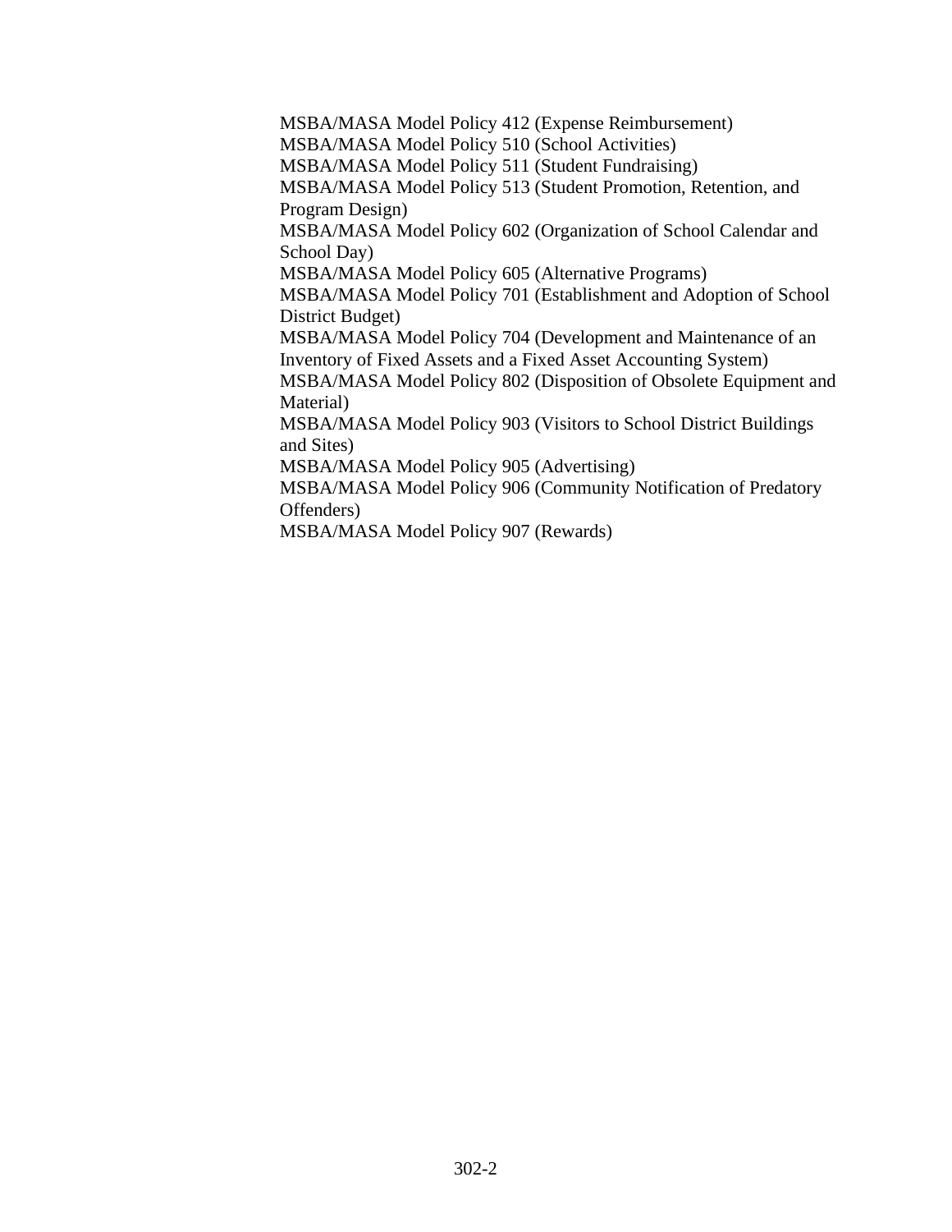MSBA/MASA Model Policy 412 (Expense Reimbursement)
MSBA/MASA Model Policy 510 (School Activities)
MSBA/MASA Model Policy 511 (Student Fundraising)
MSBA/MASA Model Policy 513 (Student Promotion, Retention, and Program Design)
MSBA/MASA Model Policy 602 (Organization of School Calendar and School Day)
MSBA/MASA Model Policy 605 (Alternative Programs)
MSBA/MASA Model Policy 701 (Establishment and Adoption of School District Budget)
MSBA/MASA Model Policy 704 (Development and Maintenance of an Inventory of Fixed Assets and a Fixed Asset Accounting System)
MSBA/MASA Model Policy 802 (Disposition of Obsolete Equipment and Material)
MSBA/MASA Model Policy 903 (Visitors to School District Buildings and Sites)
MSBA/MASA Model Policy 905 (Advertising)
MSBA/MASA Model Policy 906 (Community Notification of Predatory Offenders)
MSBA/MASA Model Policy 907 (Rewards)